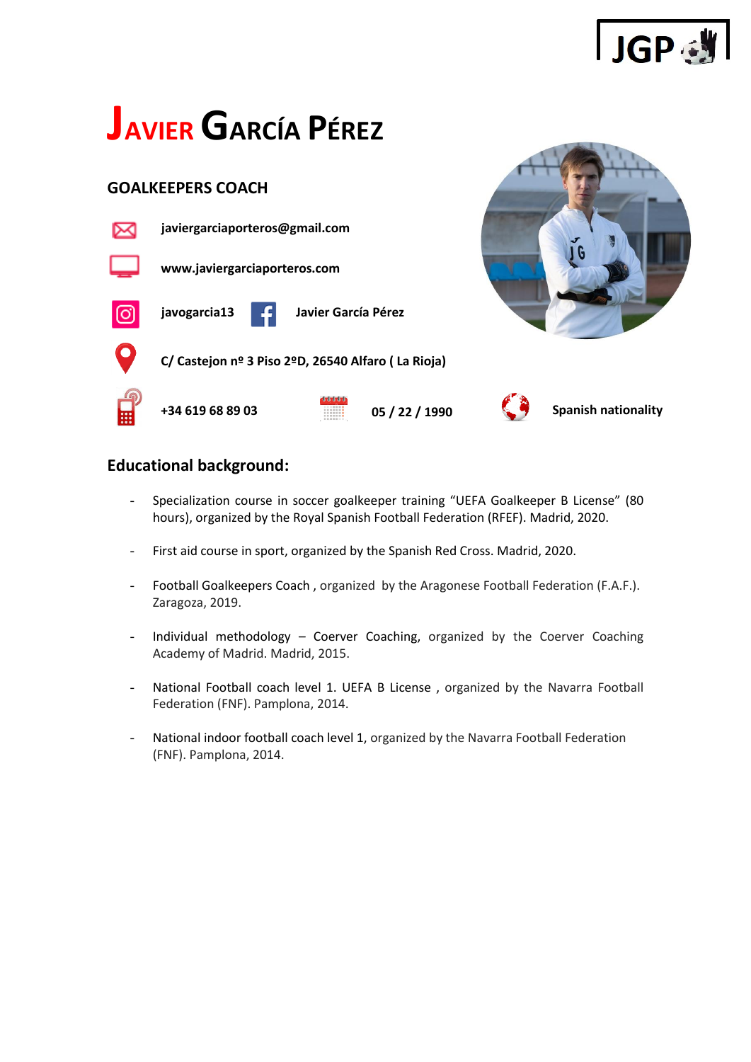JGP

# Javier García Pérez

## GOALKEEPERS COACH

**javiergarciaporteros@gmail.com**

**www.javiergarciaporteros.com**

**javogarcia13** **Javier García Pérez**

**C/ Castejon nº 3 Piso 2ºD, 26540 Alfaro ( La Rioja)**

**+34 619 68 89 03** **05 / 22 / 1990** **Spanish nationality**

## Educational background:

- Specialization course in soccer goalkeeper training "UEFA Goalkeeper B License" (80 hours), organized by the Royal Spanish Football Federation (RFEF). Madrid, 2020.
- First aid course in sport, organized by the Spanish Red Cross. Madrid, 2020.
- Football Goalkeepers Coach , organized by the Aragonese Football Federation (F.A.F.). Zaragoza, 2019.
- Individual methodology – Coerver Coaching, organized by the Coerver Coaching Academy of Madrid. Madrid, 2015.
- National Football coach level 1. UEFA B License , organized by the Navarra Football Federation (FNF). Pamplona, 2014.
- National indoor football coach level 1, organized by the Navarra Football Federation (FNF). Pamplona, 2014.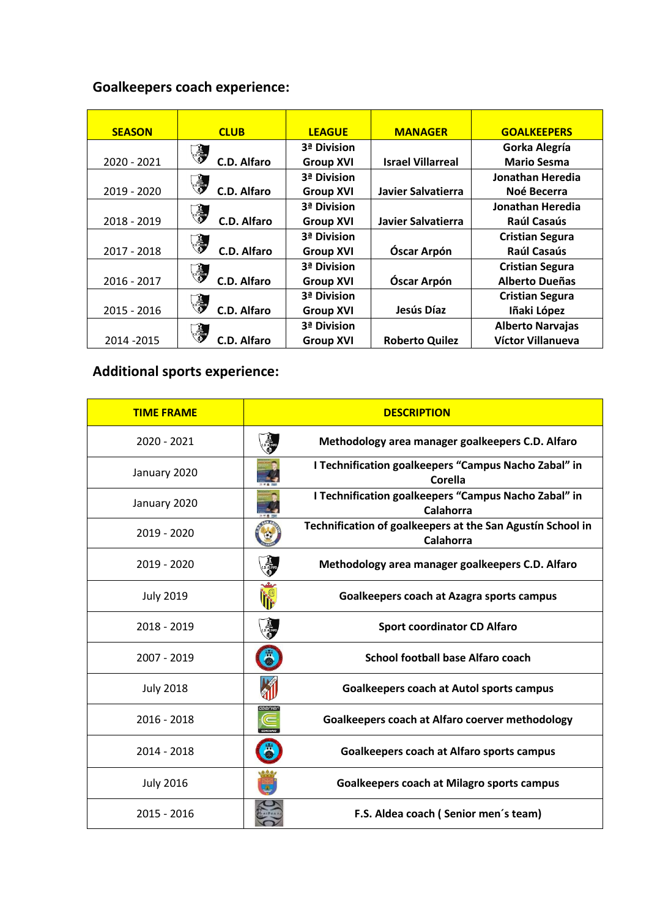## Goalkeepers coach experience:

| SEASON | CLUB | LEAGUE | MANAGER | GOALKEEPERS |
|---|---|---|---|---|
| 2020 - 2021 | C.D. Alfaro | 3ª Division Group XVI | Israel Villarreal | Gorka Alegría Mario Sesma |
| 2019 - 2020 | C.D. Alfaro | 3ª Division Group XVI | Javier Salvatierra | Jonathan Heredia Noé Becerra |
| 2018 - 2019 | C.D. Alfaro | 3ª Division Group XVI | Javier Salvatierra | Jonathan Heredia Raúl Casaús |
| 2017 - 2018 | C.D. Alfaro | 3ª Division Group XVI | Óscar Arpón | Cristian Segura Raúl Casaús |
| 2016 - 2017 | C.D. Alfaro | 3ª Division Group XVI | Óscar Arpón | Cristian Segura Alberto Dueñas |
| 2015 - 2016 | C.D. Alfaro | 3ª Division Group XVI | Jesús Díaz | Cristian Segura Iñaki López |
| 2014 -2015 | C.D. Alfaro | 3ª Division Group XVI | Roberto Quilez | Alberto Narvajas Víctor Villanueva |

## Additional sports experience:

| TIME FRAME | DESCRIPTION |
|---|---|
| 2020 - 2021 | Methodology area manager goalkeepers C.D. Alfaro |
| January 2020 | I Technification goalkeepers "Campus Nacho Zabal" in Corella |
| January 2020 | I Technification goalkeepers "Campus Nacho Zabal" in Calahorra |
| 2019 - 2020 | Technification of goalkeepers at the San Agustín School in Calahorra |
| 2019 - 2020 | Methodology area manager goalkeepers C.D. Alfaro |
| July 2019 | Goalkeepers coach at Azagra sports campus |
| 2018 - 2019 | Sport coordinator CD Alfaro |
| 2007 - 2019 | School football base Alfaro coach |
| July 2018 | Goalkeepers coach at Autol sports campus |
| 2016 - 2018 | Goalkeepers coach at Alfaro coerver methodology |
| 2014 - 2018 | Goalkeepers coach at Alfaro sports campus |
| July 2016 | Goalkeepers coach at Milagro sports campus |
| 2015 - 2016 | F.S. Aldea coach ( Senior men´s team) |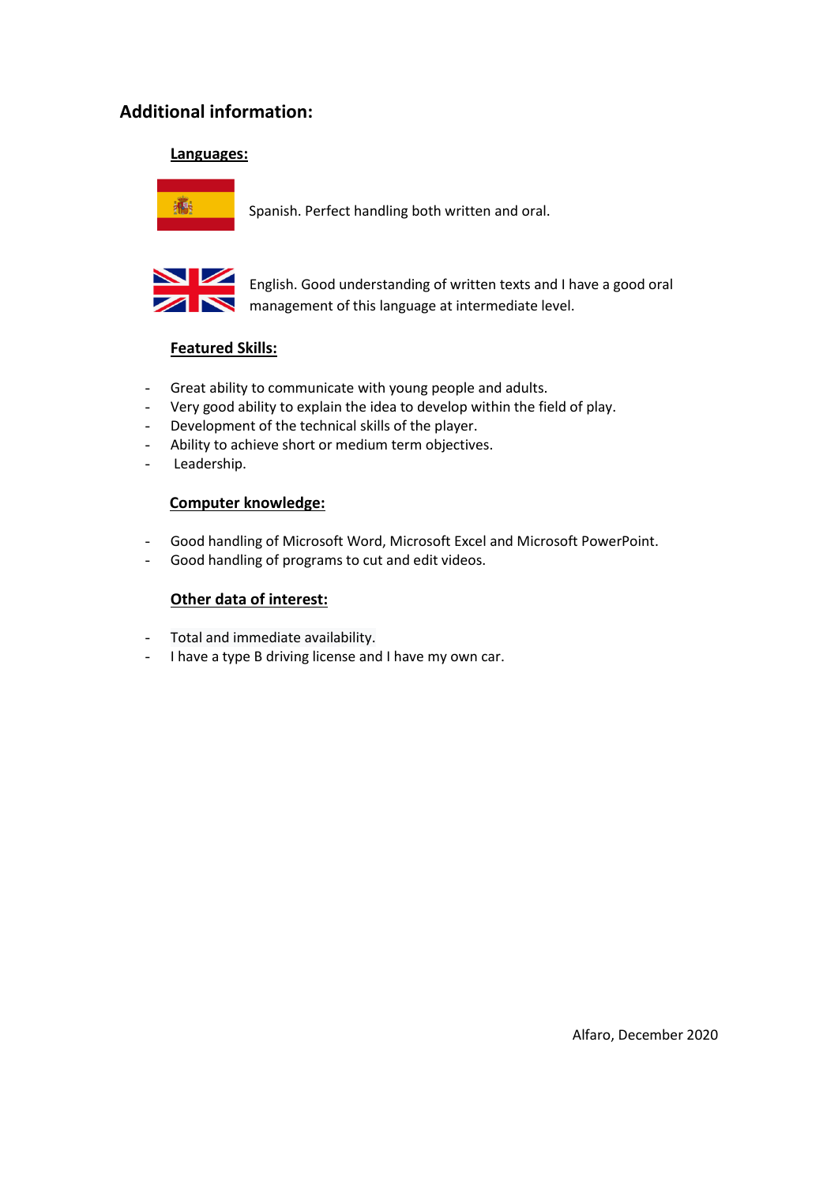## Additional information:

**Languages:**

Spanish. Perfect handling both written and oral.

English. Good understanding of written texts and I have a good oral management of this language at intermediate level.

**Featured Skills:**

- Great ability to communicate with young people and adults.
- Very good ability to explain the idea to develop within the field of play.
- Development of the technical skills of the player.
- Ability to achieve short or medium term objectives.
- Leadership.

**Computer knowledge:**

- Good handling of Microsoft Word, Microsoft Excel and Microsoft PowerPoint.
- Good handling of programs to cut and edit videos.

**Other data of interest:**

- Total and immediate availability.
- I have a type B driving license and I have my own car.

Alfaro, December 2020